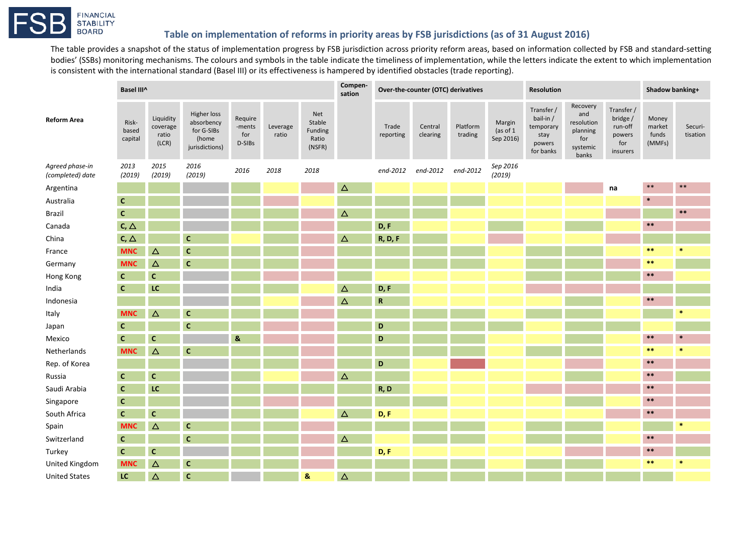**FSB** FINANCIAL STABILITY BOARD

## Table on implementation of reforms in priority areas by FSB jurisdictions (as of 31 August 2016)

The table provides a snapshot of the status of implementation progress by FSB jurisdiction across priority reform areas, based on information collected by FSB and standard-setting bodies' (SSBs) monitoring mechanisms. The colours and symbols in the table indicate the timeliness of implementation, while the letters indicate the extent to which implementation is consistent with the international standard (Basel III) or its effectiveness is hampered by identified obstacles (trade reporting).

| Reform Area | Basel III^ | | | | | | Compen-sation | Over-the-counter (OTC) derivatives | | | | Resolution | | | Shadow banking+ | |
|---|---|---|---|---|---|---|---|---|---|---|---|---|---|---|---|---|
| | Risk-based capital | Liquidity coverage ratio (LCR) | Higher loss absorbency for G-SIBs (home jurisdictions) | Require-ments for D-SIBs | Leverage ratio | Net Stable Funding Ratio (NSFR) | | Trade reporting | Central clearing | Platform trading | Margin (as of 1 Sep 2016) | Transfer / bail-in / temporary stay powers for banks | Recovery and resolution planning for systemic banks | Transfer / bridge / run-off powers for insurers | Money market funds (MMFs) | Securi-tisation |
| *Agreed phase-in (completed) date* | *2013 (2019)* | *2015 (2019)* | *2016 (2019)* | *2016* | *2018* | *2018* | | *end-2012* | *end-2012* | *end-2012* | *Sep 2016 (2019)* | | | | | |
| Argentina | | | | | | | △ | | | | | | | na | ** | ** |
| Australia | C | | | | | | | | | | | | | | * | |
| Brazil | C | | | | | | △ | | | | | | | | | ** |
| Canada | C, △ | | | | | | | D, F | | | | | | | ** | |
| China | C, △ | | C | | | | △ | R, D, F | | | | | | | | |
| France | MNC | △ | C | | | | | | | | | | | | ** | * |
| Germany | MNC | △ | C | | | | | | | | | | | | ** | |
| Hong Kong | C | C | | | | | | | | | | | | | ** | |
| India | C | LC | | | | | △ | D, F | | | | | | | | |
| Indonesia | | | | | | | △ | R | | | | | | | ** | |
| Italy | MNC | △ | C | | | | | | | | | | | | | * |
| Japan | C | | C | | | | | D | | | | | | | | |
| Mexico | C | C | | & | | | | D | | | | | | | ** | * |
| Netherlands | MNC | △ | C | | | | | | | | | | | | ** | * |
| Rep. of Korea | | | | | | | | D | | | | | | | ** | |
| Russia | C | C | | | | | △ | | | | | | | | ** | |
| Saudi Arabia | C | LC | | | | | | R, D | | | | | | | ** | |
| Singapore | C | | | | | | | | | | | | | | ** | |
| South Africa | C | C | | | | | △ | D, F | | | | | | | ** | |
| Spain | MNC | △ | C | | | | | | | | | | | | | * |
| Switzerland | C | | C | | | | △ | | | | | | | | ** | |
| Turkey | C | C | | | | | | D, F | | | | | | | ** | |
| United Kingdom | MNC | △ | C | | | | | | | | | | | | ** | * |
| United States | LC | △ | C | | | & | △ | | | | | | | | | |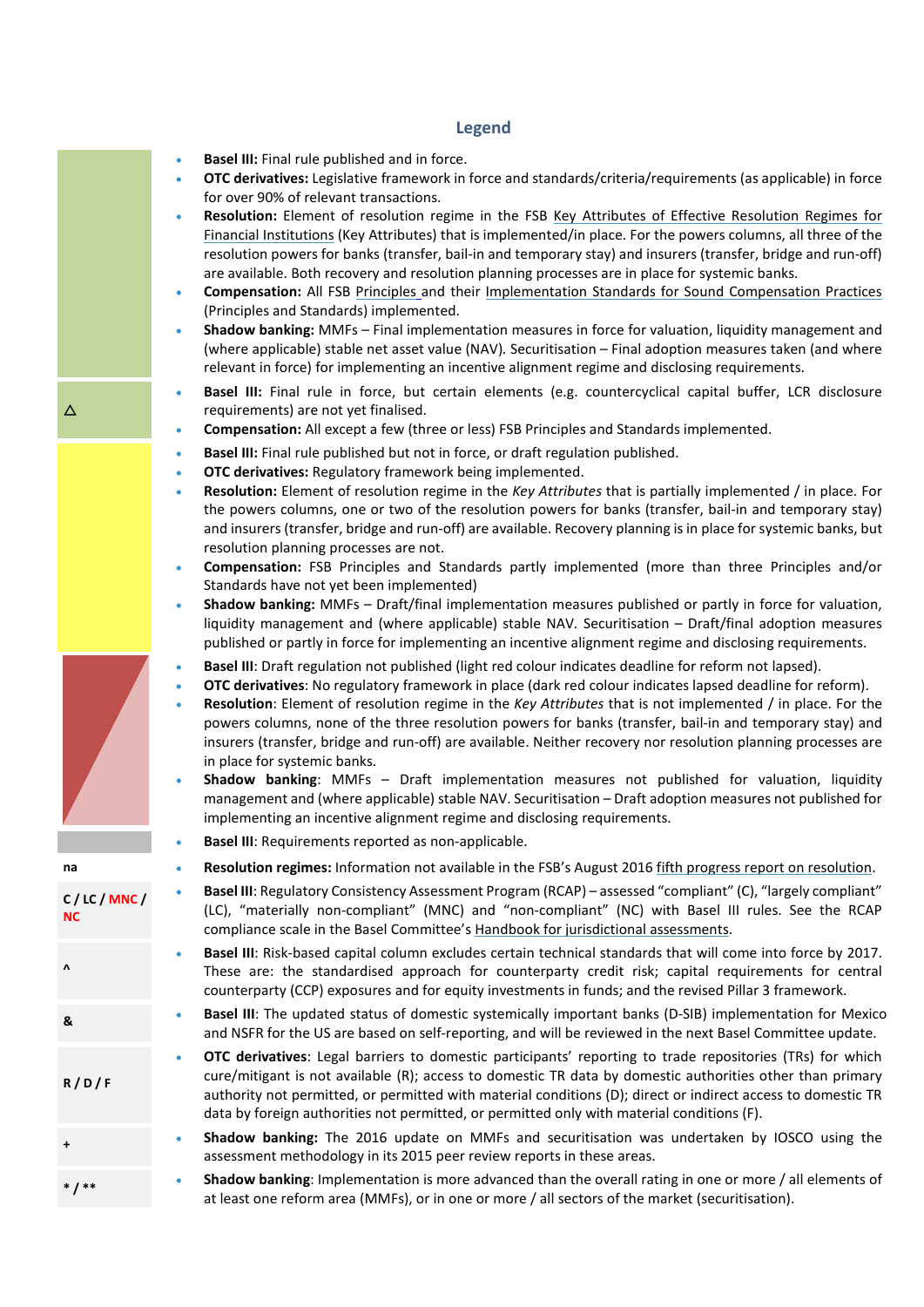## Legend

| Symbol | Description |
|---|---|
| (green) | • **Basel III:** Final rule published and in force.<br>• **OTC derivatives:** Legislative framework in force and standards/criteria/requirements (as applicable) in force for over 90% of relevant transactions.<br>• **Resolution:** Element of resolution regime in the FSB Key Attributes of Effective Resolution Regimes for Financial Institutions (Key Attributes) that is implemented/in place. For the powers columns, all three of the resolution powers for banks (transfer, bail-in and temporary stay) and insurers (transfer, bridge and run-off) are available. Both recovery and resolution planning processes are in place for systemic banks.<br>• **Compensation:** All FSB Principles and their Implementation Standards for Sound Compensation Practices (Principles and Standards) implemented.<br>• **Shadow banking:** MMFs – Final implementation measures in force for valuation, liquidity management and (where applicable) stable net asset value (NAV). Securitisation – Final adoption measures taken (and where relevant in force) for implementing an incentive alignment regime and disclosing requirements. |
| △ (green) | • **Basel III:** Final rule in force, but certain elements (e.g. countercyclical capital buffer, LCR disclosure requirements) are not yet finalised.<br>• **Compensation:** All except a few (three or less) FSB Principles and Standards implemented. |
| (yellow) | • **Basel III:** Final rule published but not in force, or draft regulation published.<br>• **OTC derivatives:** Regulatory framework being implemented.<br>• **Resolution:** Element of resolution regime in the *Key Attributes* that is partially implemented / in place. For the powers columns, one or two of the resolution powers for banks (transfer, bail-in and temporary stay) and insurers (transfer, bridge and run-off) are available. Recovery planning is in place for systemic banks, but resolution planning processes are not.<br>• **Compensation:** FSB Principles and Standards partly implemented (more than three Principles and/or Standards have not yet been implemented)<br>• **Shadow banking:** MMFs – Draft/final implementation measures published or partly in force for valuation, liquidity management and (where applicable) stable NAV. Securitisation – Draft/final adoption measures published or partly in force for implementing an incentive alignment regime and disclosing requirements. |
| (red / light red) | • **Basel III**: Draft regulation not published (light red colour indicates deadline for reform not lapsed).<br>• **OTC derivatives**: No regulatory framework in place (dark red colour indicates lapsed deadline for reform).<br>• **Resolution**: Element of resolution regime in the *Key Attributes* that is not implemented / in place. For the powers columns, none of the three resolution powers for banks (transfer, bail-in and temporary stay) and insurers (transfer, bridge and run-off) are available. Neither recovery nor resolution planning processes are in place for systemic banks.<br>• **Shadow banking**: MMFs – Draft implementation measures not published for valuation, liquidity management and (where applicable) stable NAV. Securitisation – Draft adoption measures not published for implementing an incentive alignment regime and disclosing requirements. |
| (grey) | • **Basel III**: Requirements reported as non-applicable. |
| na | • **Resolution regimes:** Information not available in the FSB's August 2016 fifth progress report on resolution. |
| C / LC / MNC / NC | • **Basel III**: Regulatory Consistency Assessment Program (RCAP) – assessed "compliant" (C), "largely compliant" (LC), "materially non-compliant" (MNC) and "non-compliant" (NC) with Basel III rules. See the RCAP compliance scale in the Basel Committee's Handbook for jurisdictional assessments. |
| ^ | • **Basel III**: Risk-based capital column excludes certain technical standards that will come into force by 2017. These are: the standardised approach for counterparty credit risk; capital requirements for central counterparty (CCP) exposures and for equity investments in funds; and the revised Pillar 3 framework. |
| & | • **Basel III**: The updated status of domestic systemically important banks (D-SIB) implementation for Mexico and NSFR for the US are based on self-reporting, and will be reviewed in the next Basel Committee update. |
| R / D / F | • **OTC derivatives**: Legal barriers to domestic participants' reporting to trade repositories (TRs) for which cure/mitigant is not available (R); access to domestic TR data by domestic authorities other than primary authority not permitted, or permitted with material conditions (D); direct or indirect access to domestic TR data by foreign authorities not permitted, or permitted only with material conditions (F). |
| + | • **Shadow banking:** The 2016 update on MMFs and securitisation was undertaken by IOSCO using the assessment methodology in its 2015 peer review reports in these areas. |
| * / ** | • **Shadow banking**: Implementation is more advanced than the overall rating in one or more / all elements of at least one reform area (MMFs), or in one or more / all sectors of the market (securitisation). |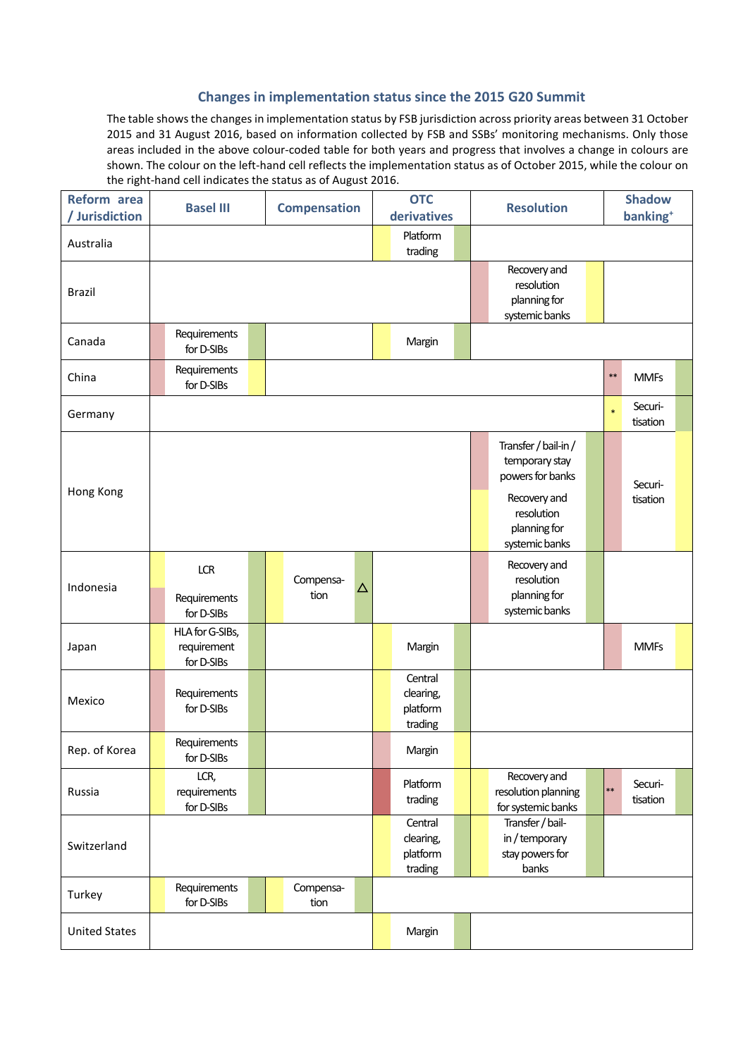## Changes in implementation status since the 2015 G20 Summit

The table shows the changes in implementation status by FSB jurisdiction across priority areas between 31 October 2015 and 31 August 2016, based on information collected by FSB and SSBs' monitoring mechanisms. Only those areas included in the above colour-coded table for both years and progress that involves a change in colours are shown. The colour on the left-hand cell reflects the implementation status as of October 2015, while the colour on the right-hand cell indicates the status as of August 2016.

| Reform area / Jurisdiction | Basel III | Compensation | OTC derivatives | Resolution | Shadow banking+ |
|---|---|---|---|---|---|
| Australia | | | Platform trading | | |
| Brazil | | | | Recovery and resolution planning for systemic banks | |
| Canada | Requirements for D-SIBs | | Margin | | |
| China | Requirements for D-SIBs | | | | ** MMFs |
| Germany | | | | | * Securitisation |
| Hong Kong | | | | Transfer / bail-in / temporary stay powers for banks; Recovery and resolution planning for systemic banks | Securitisation |
| Indonesia | LCR; Requirements for D-SIBs | Compensation △ | | Recovery and resolution planning for systemic banks | |
| Japan | HLA for G-SIBs, requirement for D-SIBs | | Margin | | MMFs |
| Mexico | Requirements for D-SIBs | | Central clearing, platform trading | | |
| Rep. of Korea | Requirements for D-SIBs | | Margin | | |
| Russia | LCR, requirements for D-SIBs | | Platform trading | Recovery and resolution planning for systemic banks | ** Securitisation |
| Switzerland | | | Central clearing, platform trading | Transfer / bail-in / temporary stay powers for banks | |
| Turkey | Requirements for D-SIBs | Compensation | | | |
| United States | | | Margin | | |